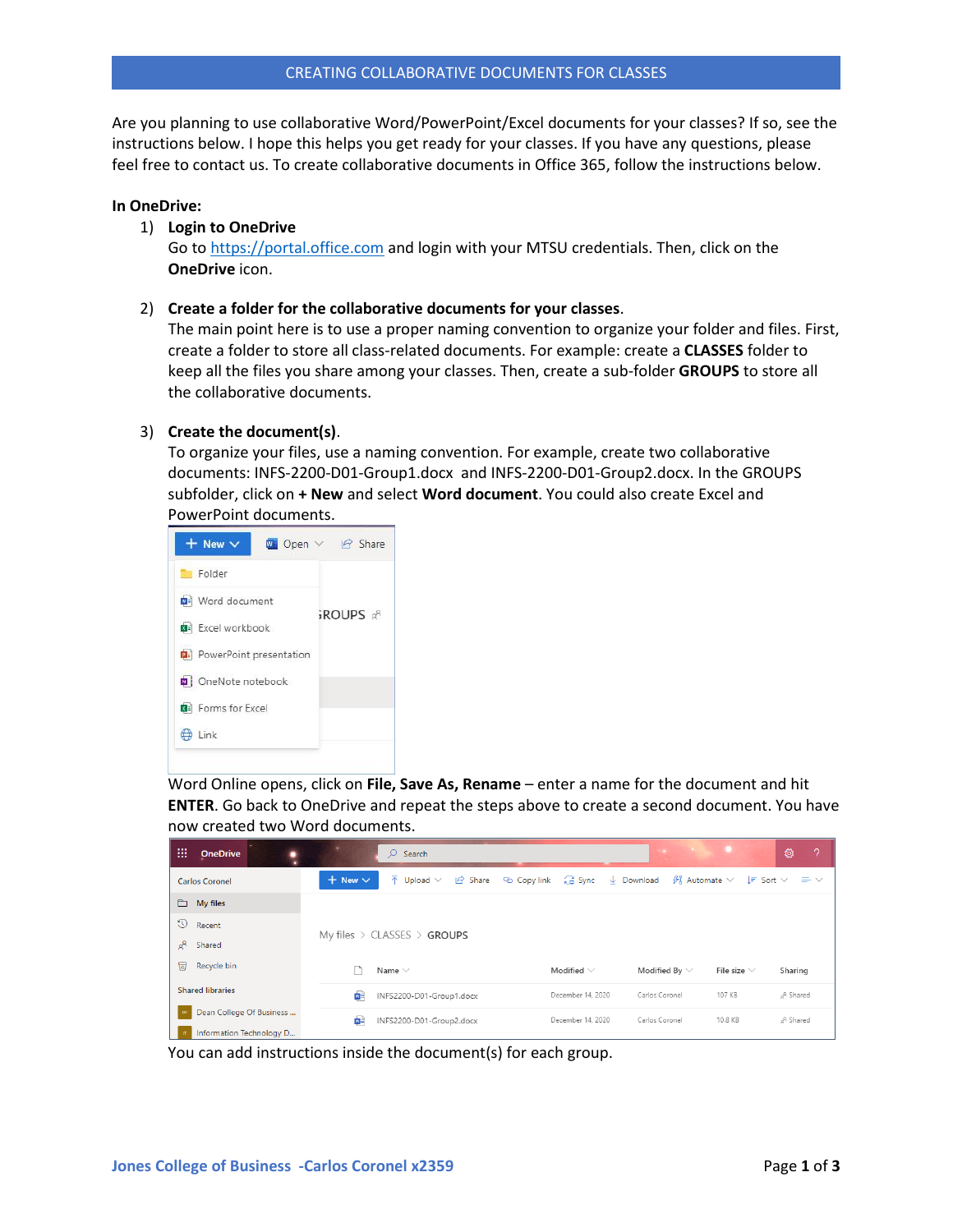# CREATING COLLABORATIVE DOCUMENTS FOR CLASSES

Are you planning to use collaborative Word/PowerPoint/Excel documents for your classes? If so, see the instructions below. I hope this helps you get ready for your classes. If you have any questions, please feel free to contact us. To create collaborative documents in Office 365, follow the instructions below.

**In OneDrive:**

1) **Login to OneDrive**
   Go to https://portal.office.com and login with your MTSU credentials. Then, click on the **OneDrive** icon.

2) **Create a folder for the collaborative documents for your classes**.
   The main point here is to use a proper naming convention to organize your folder and files. First, create a folder to store all class-related documents. For example: create a **CLASSES** folder to keep all the files you share among your classes. Then, create a sub-folder **GROUPS** to store all the collaborative documents.

3) **Create the document(s)**.
   To organize your files, use a naming convention. For example, create two collaborative documents: INFS-2200-D01-Group1.docx and INFS-2200-D01-Group2.docx. In the GROUPS subfolder, click on **+ New** and select **Word document**. You could also create Excel and PowerPoint documents.

   Word Online opens, click on **File, Save As, Rename** – enter a name for the document and hit **ENTER**. Go back to OneDrive and repeat the steps above to create a second document. You have now created two Word documents.

   You can add instructions inside the document(s) for each group.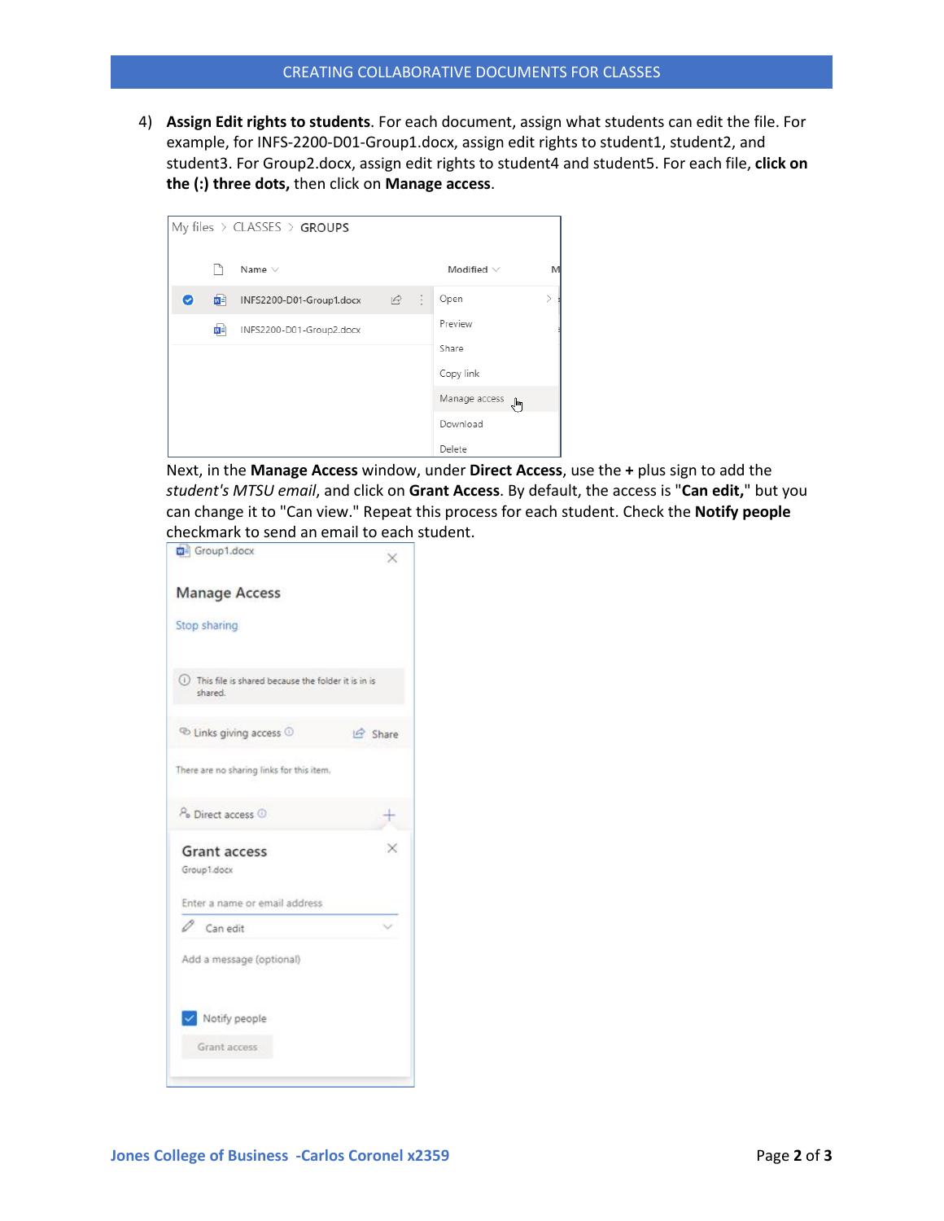4) **Assign Edit rights to students**. For each document, assign what students can edit the file. For example, for INFS-2200-D01-Group1.docx, assign edit rights to student1, student2, and student3. For Group2.docx, assign edit rights to student4 and student5. For each file, **click on the (:) three dots,** then click on **Manage access**.

   Next, in the **Manage Access** window, under **Direct Access**, use the **+** plus sign to add the *student's MTSU email*, and click on **Grant Access**. By default, the access is "**Can edit,**" but you can change it to "Can view." Repeat this process for each student. Check the **Notify people** checkmark to send an email to each student.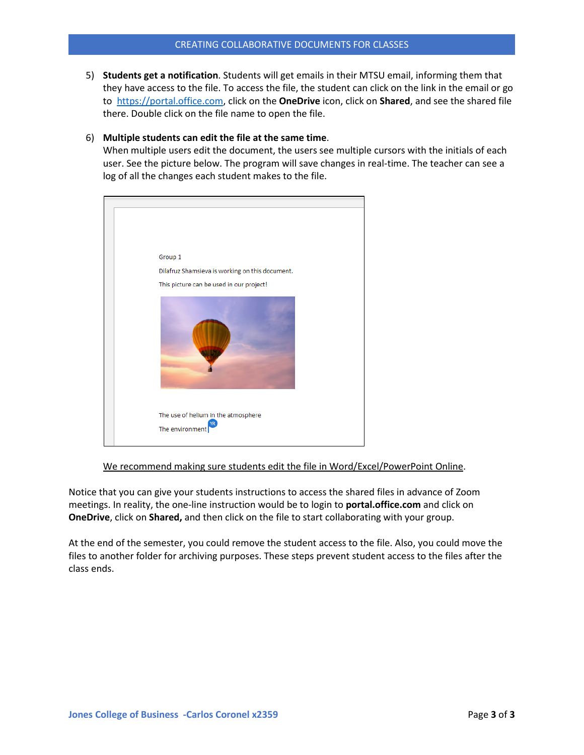5) **Students get a notification**. Students will get emails in their MTSU email, informing them that they have access to the file. To access the file, the student can click on the link in the email or go to https://portal.office.com, click on the **OneDrive** icon, click on **Shared**, and see the shared file there. Double click on the file name to open the file.

6) **Multiple students can edit the file at the same time**.
   When multiple users edit the document, the users see multiple cursors with the initials of each user. See the picture below. The program will save changes in real-time. The teacher can see a log of all the changes each student makes to the file.

Group 1

Dilafruz Shamsieva is working on this document.

This picture can be used in our project!

The use of helium in the atmosphere

The environment

We recommend making sure students edit the file in Word/Excel/PowerPoint Online.

Notice that you can give your students instructions to access the shared files in advance of Zoom meetings. In reality, the one-line instruction would be to login to **portal.office.com** and click on **OneDrive**, click on **Shared,** and then click on the file to start collaborating with your group.

At the end of the semester, you could remove the student access to the file. Also, you could move the files to another folder for archiving purposes. These steps prevent student access to the files after the class ends.